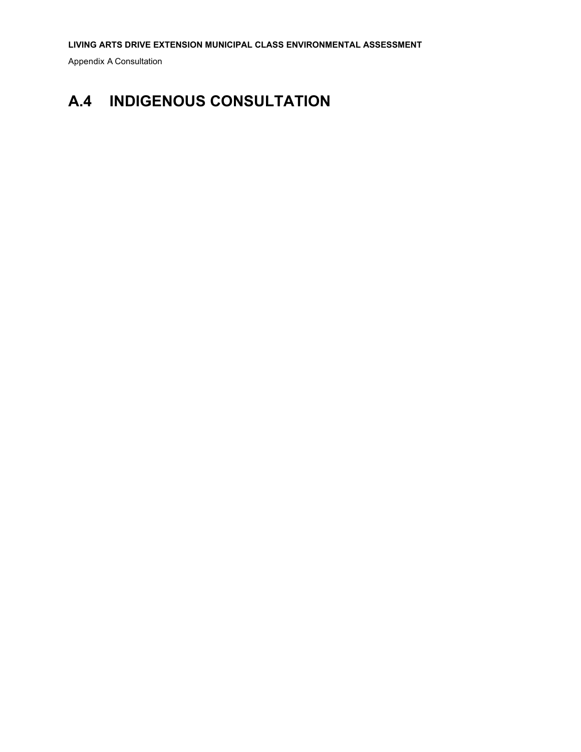# A.4 INDIGENOUS CONSULTATION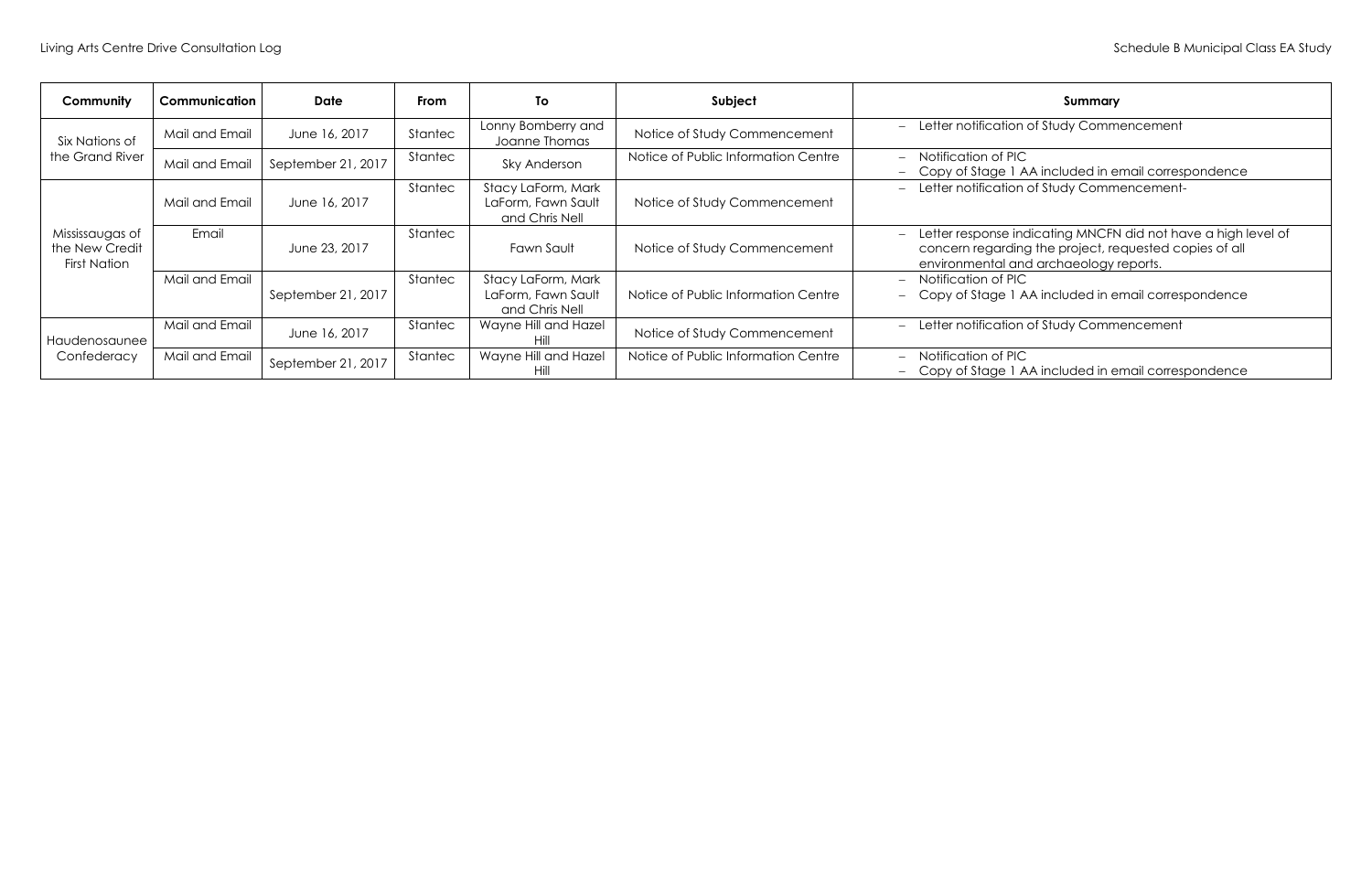| Community | Communication | Date | From | To | Subject | Summary |
|---|---|---|---|---|---|---|
| Six Nations of the Grand River | Mail and Email | June 16, 2017 | Stantec | Lonny Bomberry and Joanne Thomas | Notice of Study Commencement | – Letter notification of Study Commencement |
| | Mail and Email | September 21, 2017 | Stantec | Sky Anderson | Notice of Public Information Centre | – Notification of PIC<br>– Copy of Stage 1 AA included in email correspondence |
| Mississaugas of the New Credit First Nation | Mail and Email | June 16, 2017 | Stantec | Stacy LaForm, Mark LaForm, Fawn Sault and Chris Nell | Notice of Study Commencement | – Letter notification of Study Commencement- |
| | Email | June 23, 2017 | Stantec | Fawn Sault | Notice of Study Commencement | – Letter response indicating MNCFN did not have a high level of concern regarding the project, requested copies of all environmental and archaeology reports. |
| | Mail and Email | September 21, 2017 | Stantec | Stacy LaForm, Mark LaForm, Fawn Sault and Chris Nell | Notice of Public Information Centre | – Notification of PIC<br>– Copy of Stage 1 AA included in email correspondence |
| Haudenosaunee Confederacy | Mail and Email | June 16, 2017 | Stantec | Wayne Hill and Hazel Hill | Notice of Study Commencement | – Letter notification of Study Commencement |
| | Mail and Email | September 21, 2017 | Stantec | Wayne Hill and Hazel Hill | Notice of Public Information Centre | – Notification of PIC<br>– Copy of Stage 1 AA included in email correspondence |